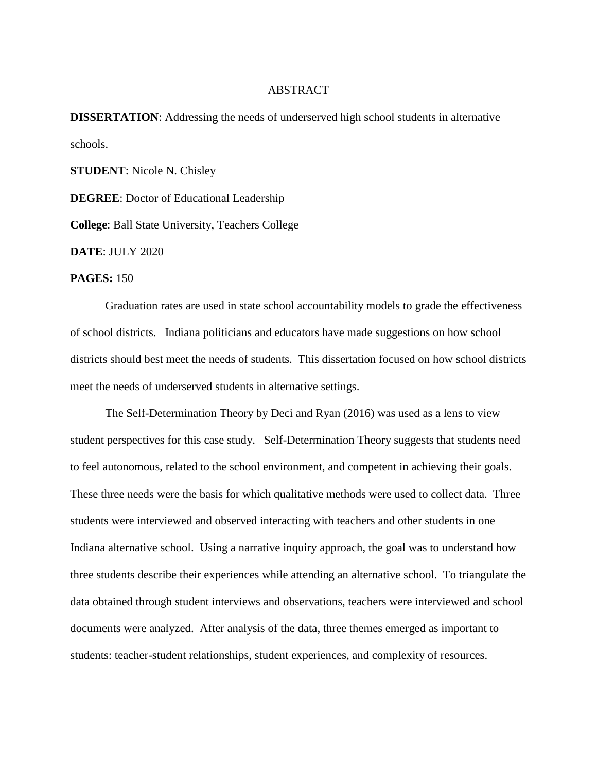# ABSTRACT

**DISSERTATION**: Addressing the needs of underserved high school students in alternative schools.

**STUDENT**: Nicole N. Chisley

**DEGREE**: Doctor of Educational Leadership

**College**: Ball State University, Teachers College

**DATE**: JULY 2020

**PAGES:** 150

Graduation rates are used in state school accountability models to grade the effectiveness of school districts. Indiana politicians and educators have made suggestions on how school districts should best meet the needs of students. This dissertation focused on how school districts meet the needs of underserved students in alternative settings.

The Self-Determination Theory by Deci and Ryan (2016) was used as a lens to view student perspectives for this case study. Self-Determination Theory suggests that students need to feel autonomous, related to the school environment, and competent in achieving their goals. These three needs were the basis for which qualitative methods were used to collect data. Three students were interviewed and observed interacting with teachers and other students in one Indiana alternative school. Using a narrative inquiry approach, the goal was to understand how three students describe their experiences while attending an alternative school. To triangulate the data obtained through student interviews and observations, teachers were interviewed and school documents were analyzed. After analysis of the data, three themes emerged as important to students: teacher-student relationships, student experiences, and complexity of resources.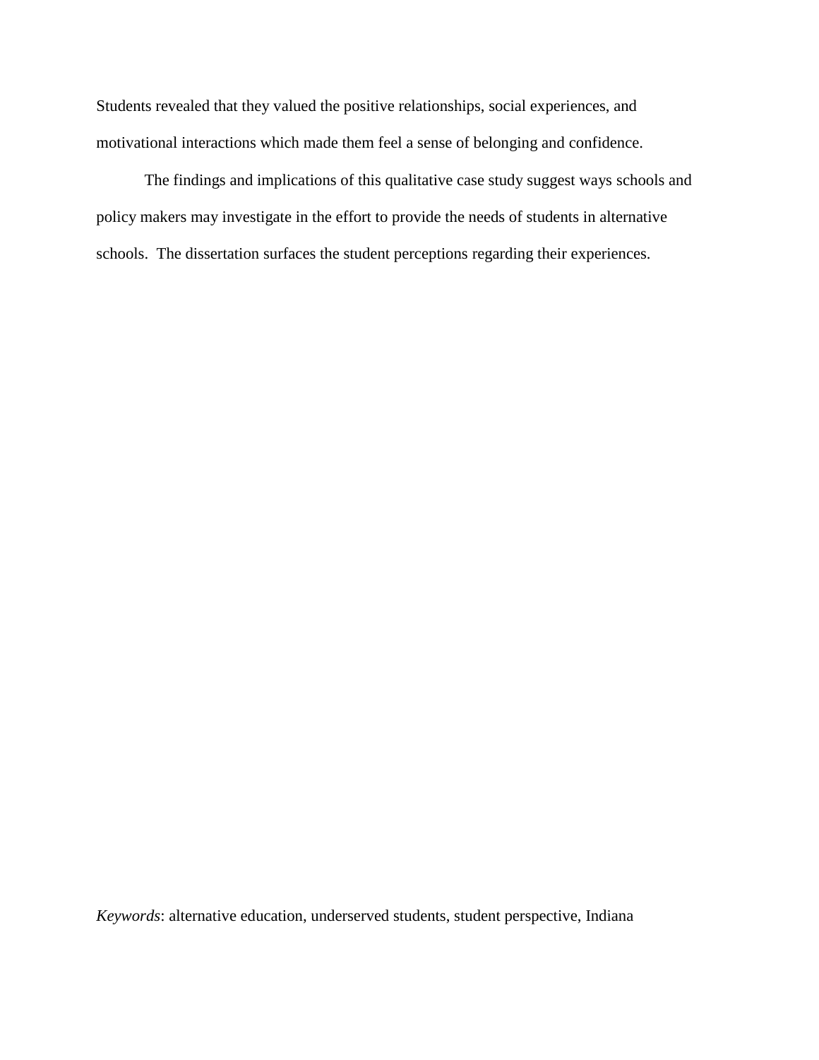Students revealed that they valued the positive relationships, social experiences, and motivational interactions which made them feel a sense of belonging and confidence.

The findings and implications of this qualitative case study suggest ways schools and policy makers may investigate in the effort to provide the needs of students in alternative schools. The dissertation surfaces the student perceptions regarding their experiences.

*Keywords*: alternative education, underserved students, student perspective, Indiana